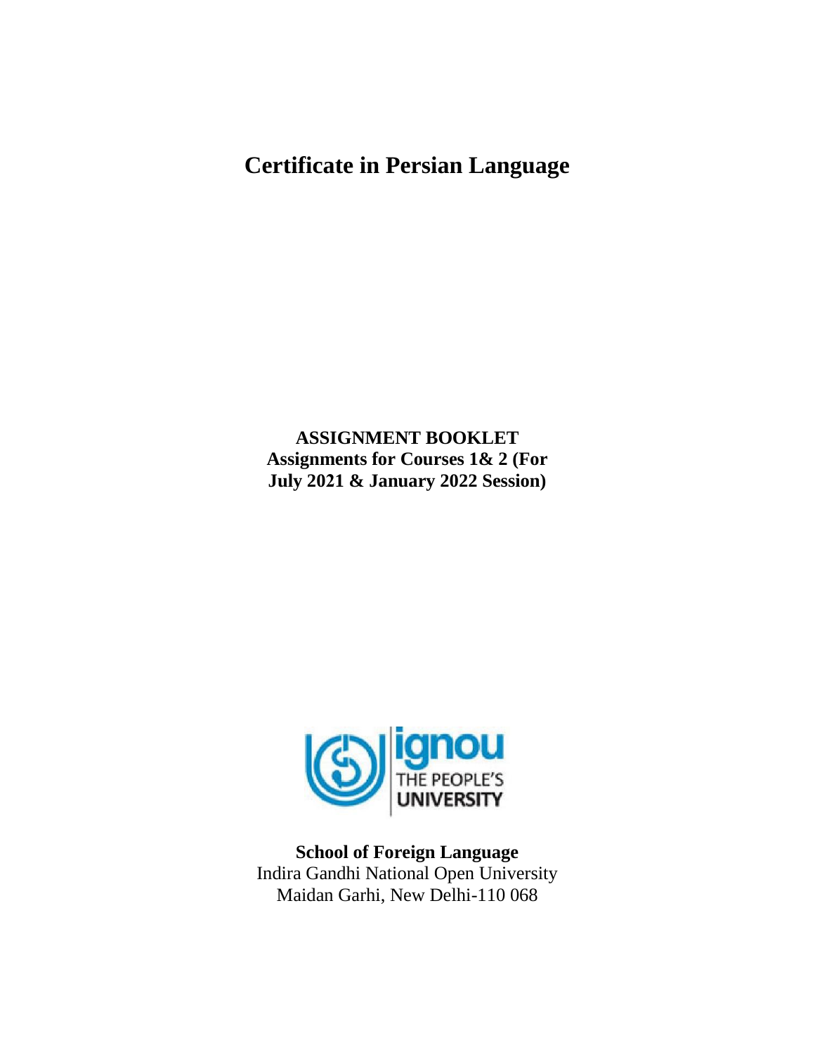# Certificate in Persian Language

**ASSIGNMENT BOOKLET**
**Assignments for Courses 1& 2 (For July 2021 & January 2022 Session)**

ignou
THE PEOPLE'S
UNIVERSITY

**School of Foreign Language**
Indira Gandhi National Open University
Maidan Garhi, New Delhi-110 068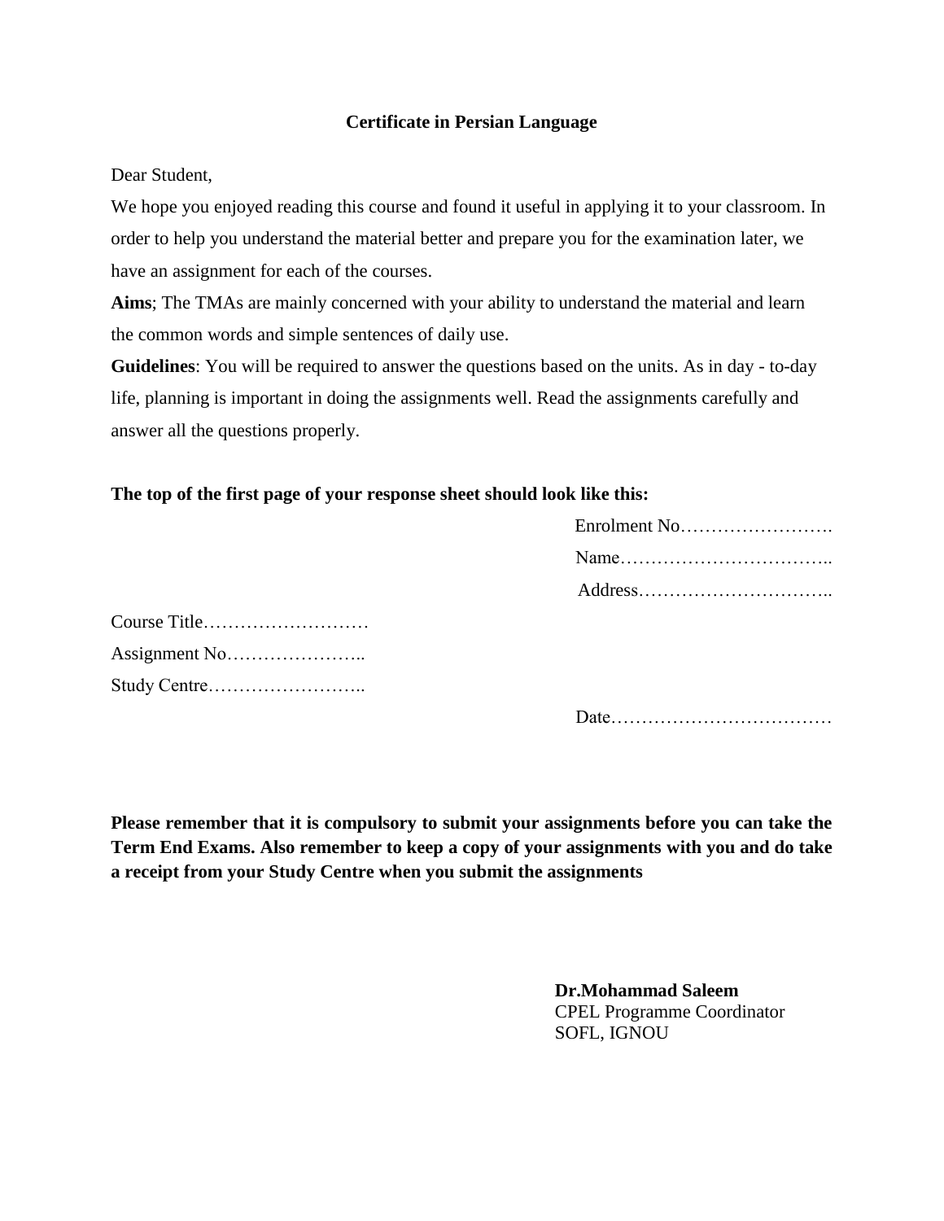## Certificate in Persian Language

Dear Student,

We hope you enjoyed reading this course and found it useful in applying it to your classroom. In order to help you understand the material better and prepare you for the examination later, we have an assignment for each of the courses.

**Aims**; The TMAs are mainly concerned with your ability to understand the material and learn the common words and simple sentences of daily use.

**Guidelines**: You will be required to answer the questions based on the units. As in day - to-day life, planning is important in doing the assignments well. Read the assignments carefully and answer all the questions properly.

**The top of the first page of your response sheet should look like this:**

Enrolment No…………………….

Name……………………………..

Address…………………………..

Course Title………………………

Assignment No…………………..

Study Centre……………………..

Date………………………………

**Please remember that it is compulsory to submit your assignments before you can take the Term End Exams. Also remember to keep a copy of your assignments with you and do take a receipt from your Study Centre when you submit the assignments**

**Dr.Mohammad Saleem**
CPEL Programme Coordinator
SOFL, IGNOU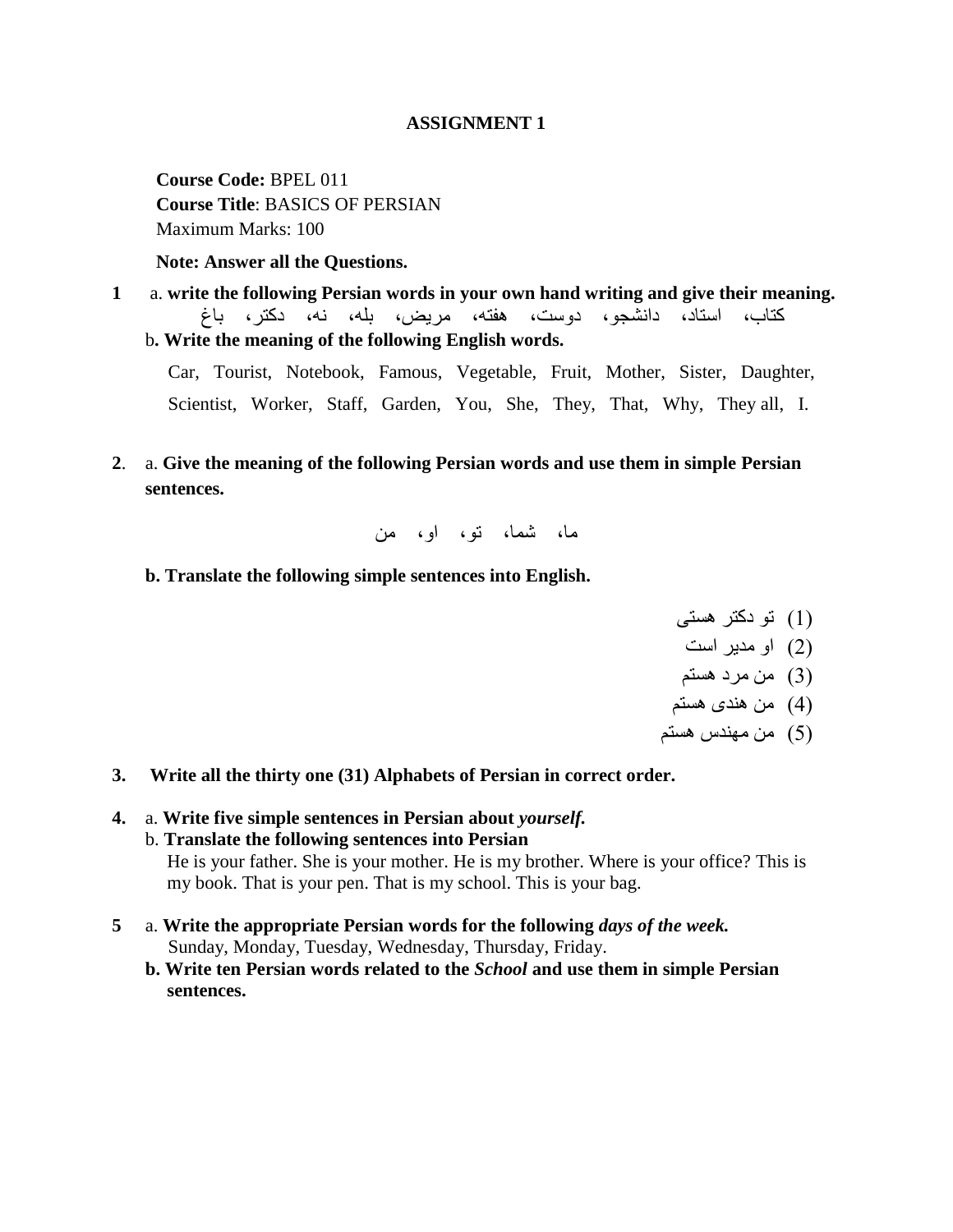**ASSIGNMENT 1**

**Course Code:** BPEL 011
**Course Title**: BASICS OF PERSIAN
Maximum Marks: 100

**Note: Answer all the Questions.**

**1** a. **write the following Persian words in your own hand writing and give their meaning.**

کتاب، استاد، دانشجو، دوست، هفته، مریض، بله، نه، دکتر، باغ

b**. Write the meaning of the following English words.**

Car, Tourist, Notebook, Famous, Vegetable, Fruit, Mother, Sister, Daughter, Scientist, Worker, Staff, Garden, You, She, They, That, Why, They all, I.

**2**. a. **Give the meaning of the following Persian words and use them in simple Persian sentences.**

ما، شما، تو، او، من

**b. Translate the following simple sentences into English.**

(1) تو دکتر هستی
(2) او مدیر است
(3) من مرد هستم
(4) من هندی هستم
(5) من مهندس هستم

**3. Write all the thirty one (31) Alphabets of Persian in correct order.**

**4.** a. **Write five simple sentences in Persian about *yourself.***

b. **Translate the following sentences into Persian**

He is your father. She is your mother. He is my brother. Where is your office? This is my book. That is your pen. That is my school. This is your bag.

**5** a. **Write the appropriate Persian words for the following *days of the week.***

Sunday, Monday, Tuesday, Wednesday, Thursday, Friday.

**b. Write ten Persian words related to the *School* and use them in simple Persian sentences.**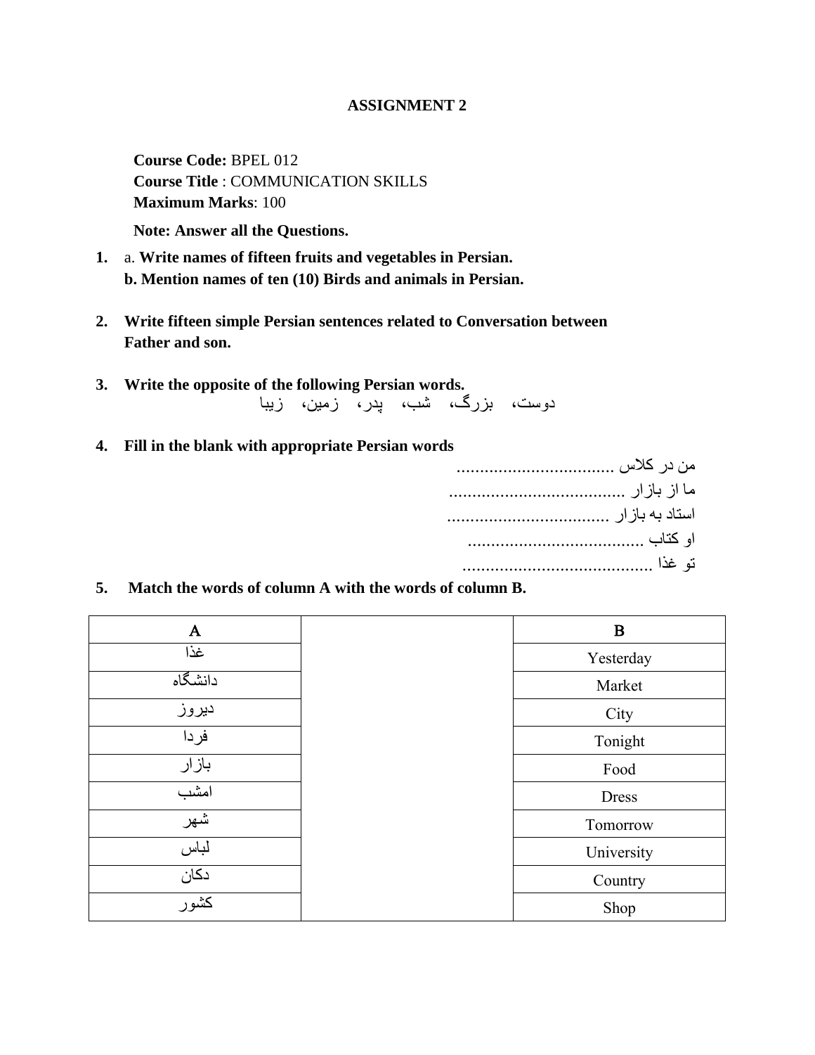**ASSIGNMENT 2**

**Course Code:** BPEL 012
**Course Title** : COMMUNICATION SKILLS
**Maximum Marks**: 100

**Note: Answer all the Questions.**

1. a. **Write names of fifteen fruits and vegetables in Persian.**
   **b. Mention names of ten (10) Birds and animals in Persian.**

2. **Write fifteen simple Persian sentences related to Conversation between Father and son.**

3. **Write the opposite of the following Persian words.**
   دوست، بزرگ، شب، پدر، زمین، زیبا

4. **Fill in the blank with appropriate Persian words**
   من در کلاس ..................................
   ما از بازار ......................................
   استاد به بازار ...................................
   او کتاب ......................................
   تو غذا .........................................

5. **Match the words of column A with the words of column B.**

| A | | B |
|---|---|---|
| غذا | | Yesterday |
| دانشگاه | | Market |
| دیروز | | City |
| فردا | | Tonight |
| بازار | | Food |
| امشب | | Dress |
| شهر | | Tomorrow |
| لباس | | University |
| دکان | | Country |
| کشور | | Shop |